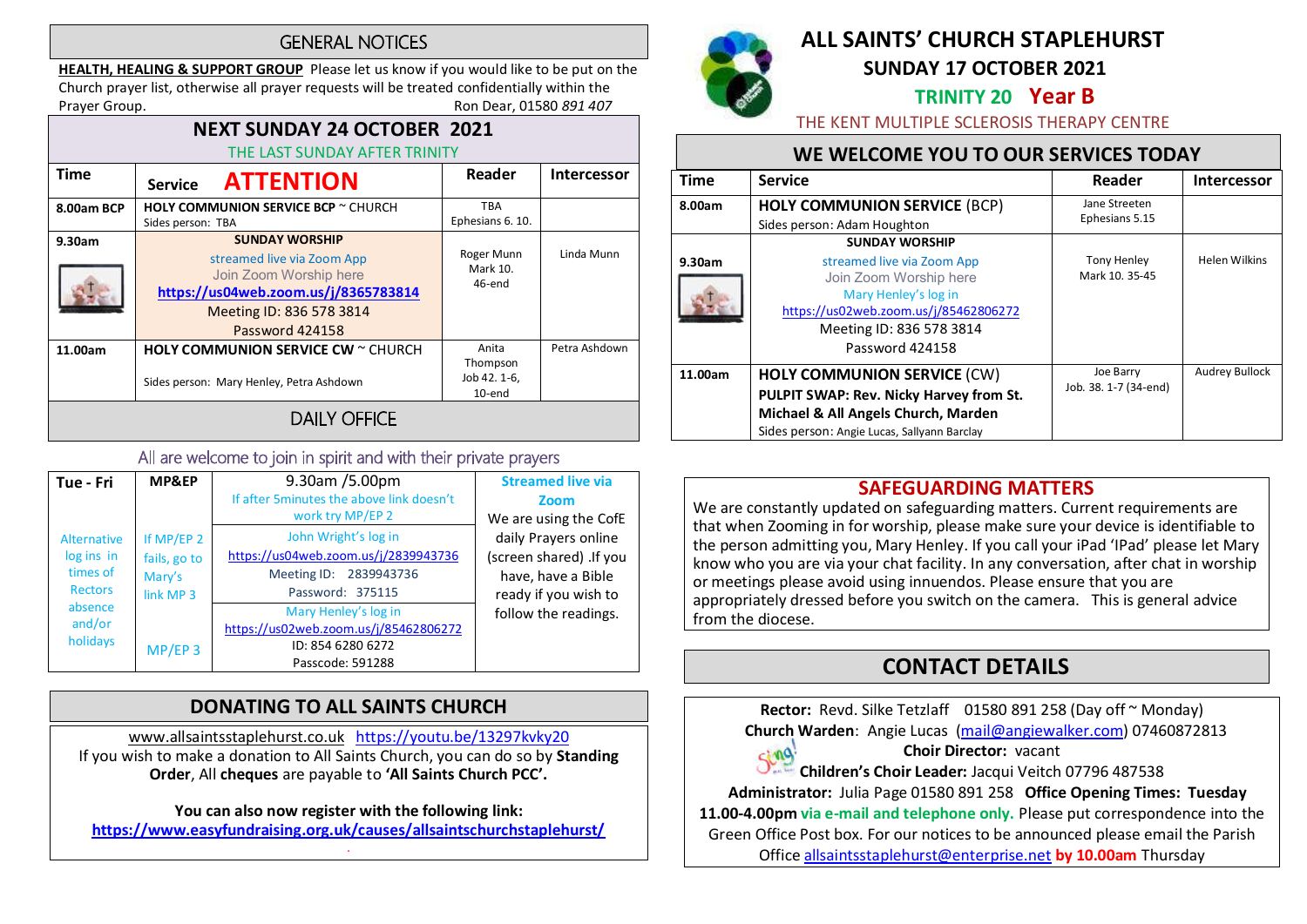# ALL SAINTS' CHURCH STAPLEHURST

## SUNDAY 17 OCTOBER 2021

**TRINITY 20 Year B**

THE KENT MULTIPLE SCLEROSIS THERAPY CENTRE

## WE WELCOME YOU TO OUR SERVICES TODAY

| Time | Service | Reader | Intercessor |
|---|---|---|---|
| 8.00am | **HOLY COMMUNION SERVICE** (BCP)<br>Sides person: Adam Houghton | Jane Streeten<br>Ephesians 5.15 | |
| 9.30am | **SUNDAY WORSHIP**<br>streamed live via Zoom App<br>Join Zoom Worship here<br>Mary Henley's log in<br>https://us02web.zoom.us/j/85462806272<br>Meeting ID: 836 578 3814<br>Password 424158 | Tony Henley<br>Mark 10. 35-45 | Helen Wilkins |
| 11.00am | **HOLY COMMUNION SERVICE** (CW)<br>**PULPIT SWAP: Rev. Nicky Harvey from St. Michael & All Angels Church, Marden**<br>Sides person: Angie Lucas, Sallyann Barclay | Joe Barry<br>Job. 38. 1-7 (34-end) | Audrey Bullock |

## SAFEGUARDING MATTERS

We are constantly updated on safeguarding matters. Current requirements are that when Zooming in for worship, please make sure your device is identifiable to the person admitting you, Mary Henley. If you call your iPad 'IPad' please let Mary know who you are via your chat facility. In any conversation, after chat in worship or meetings please avoid using innuendos. Please ensure that you are appropriately dressed before you switch on the camera. This is general advice from the diocese.

## CONTACT DETAILS

**Rector:** Revd. Silke Tetzlaff 01580 891 258 (Day off ~ Monday)
**Church Warden**: Angie Lucas (mail@angiewalker.com) 07460872813
**Choir Director:** vacant
**Children's Choir Leader:** Jacqui Veitch 07796 487538
**Administrator:** Julia Page 01580 891 258 **Office Opening Times: Tuesday 11.00-4.00pm via e-mail and telephone only.** Please put correspondence into the Green Office Post box. For our notices to be announced please email the Parish Office allsaintsstaplehurst@enterprise.net **by 10.00am** Thursday

## GENERAL NOTICES

**HEALTH, HEALING & SUPPORT GROUP** Please let us know if you would like to be put on the Church prayer list, otherwise all prayer requests will be treated confidentially within the Prayer Group. Ron Dear, 01580 *891 407*

## NEXT SUNDAY 24 OCTOBER 2021

THE LAST SUNDAY AFTER TRINITY

| Time | Service **ATTENTION** | Reader | Intercessor |
|---|---|---|---|
| 8.00am BCP | **HOLY COMMUNION SERVICE BCP** ~ CHURCH<br>Sides person: TBA | TBA<br>Ephesians 6. 10. | |
| 9.30am | **SUNDAY WORSHIP**<br>streamed live via Zoom App<br>Join Zoom Worship here<br>**https://us04web.zoom.us/j/8365783814**<br>Meeting ID: 836 578 3814<br>Password 424158 | Roger Munn<br>Mark 10. 46-end | Linda Munn |
| 11.00am | **HOLY COMMUNION SERVICE CW** ~ CHURCH<br>Sides person: Mary Henley, Petra Ashdown | Anita Thompson<br>Job 42. 1-6, 10-end | Petra Ashdown |

## DAILY OFFICE

All are welcome to join in spirit and with their private prayers

| Tue - Fri | MP&EP | 9.30am /5.00pm | Streamed live via Zoom |
|---|---|---|---|
| Alternative log ins in times of Rectors absence and/or holidays | If MP/EP 2 fails, go to Mary's link MP 3 | If after 5minutes the above link doesn't work try MP/EP 2<br>John Wright's log in<br>https://us04web.zoom.us/j/2839943736<br>Meeting ID: 2839943736<br>Password: 375115 | We are using the CofE daily Prayers online (screen shared) .If you have, have a Bible ready if you wish to follow the readings. |
| | MP/EP 3 | Mary Henley's log in<br>https://us02web.zoom.us/j/85462806272<br>ID: 854 6280 6272<br>Passcode: 591288 | |

## DONATING TO ALL SAINTS CHURCH

www.allsaintsstaplehurst.co.uk https://youtu.be/13297kvky20

If you wish to make a donation to All Saints Church, you can do so by **Standing Order**, All **cheques** are payable to **'All Saints Church PCC'.**

**You can also now register with the following link:**
**https://www.easyfundraising.org.uk/causes/allsaintschurchstaplehurst/**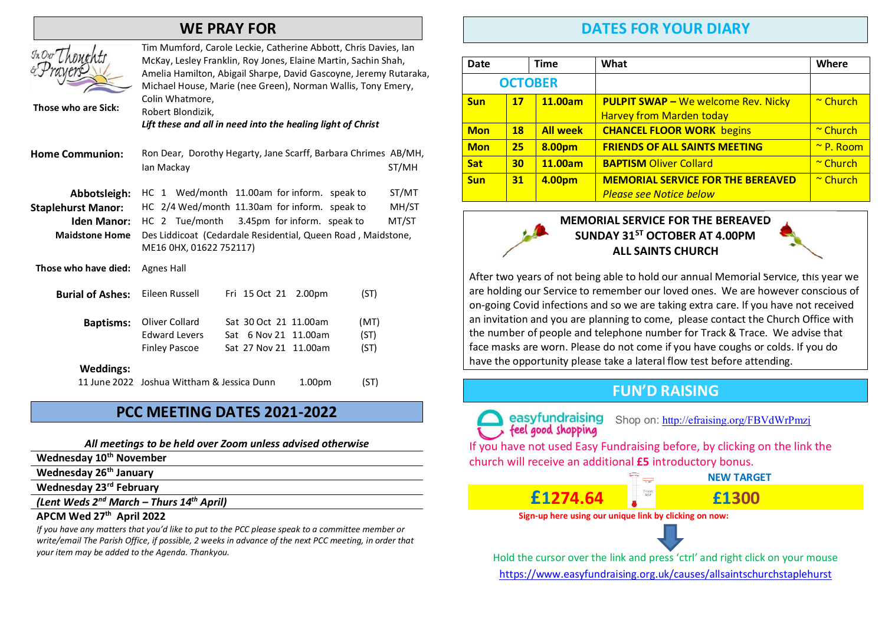## WE PRAY FOR

**Those who are Sick:** Tim Mumford, Carole Leckie, Catherine Abbott, Chris Davies, Ian McKay, Lesley Franklin, Roy Jones, Elaine Martin, Sachin Shah, Amelia Hamilton, Abigail Sharpe, David Gascoyne, Jeremy Rutaraka, Michael House, Marie (nee Green), Norman Wallis, Tony Emery, Colin Whatmore, Robert Blondizik,

***Lift these and all in need into the healing light of Christ***

**Home Communion:** Ron Dear, Dorothy Hegarty, Jane Scarff, Barbara Chrimes AB/MH, Ian Mackay ST/MH

**Abbotsleigh:** HC 1 Wed/month 11.00am for inform. speak to ST/MT
**Staplehurst Manor:** HC 2/4 Wed/month 11.30am for inform. speak to MH/ST
**Iden Manor:** HC 2 Tue/month 3.45pm for inform. speak to MT/ST
**Maidstone Home** Des Liddicoat (Cedardale Residential, Queen Road, Maidstone, ME16 0HX, 01622 752117)

**Those who have died:** Agnes Hall

**Burial of Ashes:** Eileen Russell Fri 15 Oct 21 2.00pm (ST)

**Baptisms:**
Oliver Collard Sat 30 Oct 21 11.00am (MT)
Edward Levers Sat 6 Nov 21 11.00am (ST)
Finley Pascoe Sat 27 Nov 21 11.00am (ST)

**Weddings:**
11 June 2022 Joshua Wittham & Jessica Dunn 1.00pm (ST)

## PCC MEETING DATES 2021-2022

***All meetings to be held over Zoom unless advised otherwise***

**Wednesday 10th November**
**Wednesday 26th January**
**Wednesday 23rd February**
***(Lent Weds 2nd March – Thurs 14th April)***
**APCM Wed 27th April 2022**

*If you have any matters that you'd like to put to the PCC please speak to a committee member or write/email The Parish Office, if possible, 2 weeks in advance of the next PCC meeting, in order that your item may be added to the Agenda. Thankyou.*

## DATES FOR YOUR DIARY

| Date | | Time | What | Where |
|---|---|---|---|---|
| **OCTOBER** | | | | |
| **Sun** | **17** | **11.00am** | **PULPIT SWAP –** We welcome Rev. Nicky Harvey from Marden today | ~ Church |
| **Mon** | **18** | **All week** | **CHANCEL FLOOR WORK** begins | ~ Church |
| **Mon** | **25** | **8.00pm** | **FRIENDS OF ALL SAINTS MEETING** | ~ P. Room |
| **Sat** | **30** | **11.00am** | **BAPTISM** Oliver Collard | ~ Church |
| **Sun** | **31** | **4.00pm** | **MEMORIAL SERVICE FOR THE BEREAVED** *Please see Notice below* | ~ Church |

### MEMORIAL SERVICE FOR THE BEREAVED
### SUNDAY 31ST OCTOBER AT 4.00PM
### ALL SAINTS CHURCH

After two years of not being able to hold our annual Memorial Service, this year we are holding our Service to remember our loved ones. We are however conscious of on-going Covid infections and so we are taking extra care. If you have not received an invitation and you are planning to come, please contact the Church Office with the number of people and telephone number for Track & Trace. We advise that face masks are worn. Please do not come if you have coughs or colds. If you do have the opportunity please take a lateral flow test before attending.

## FUN'D RAISING

easyfundraising feel good shopping — Shop on: http://efraising.org/FBVdWrPmzj

If you have not used Easy Fundraising before, by clicking on the link the church will receive an additional **£5** introductory bonus.

**£1274.64** — **NEW TARGET £1300**

**Sign-up here using our unique link by clicking on now:**

Hold the cursor over the link and press 'ctrl' and right click on your mouse
https://www.easyfundraising.org.uk/causes/allsaintschurchstaplehurst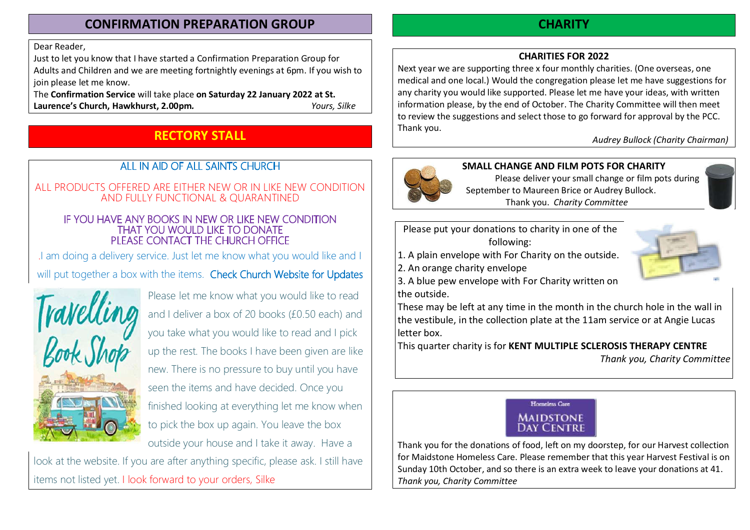## CONFIRMATION PREPARATION GROUP

Dear Reader,

Just to let you know that I have started a Confirmation Preparation Group for Adults and Children and we are meeting fortnightly evenings at 6pm. If you wish to join please let me know.

The **Confirmation Service** will take place **on Saturday 22 January 2022 at St. Laurence's Church, Hawkhurst, 2.00pm.**

*Yours, Silke*

## RECTORY STALL

ALL IN AID OF ALL SAINTS CHURCH

ALL PRODUCTS OFFERED ARE EITHER NEW OR IN LIKE NEW CONDITION AND FULLY FUNCTIONAL & QUARANTINED

IF YOU HAVE ANY BOOKS IN NEW OR LIKE NEW CONDITION THAT YOU WOULD LIKE TO DONATE PLEASE CONTACT THE CHURCH OFFICE

.I am doing a delivery service. Just let me know what you would like and I will put together a box with the items. Check Church Website for Updates

Travelling Book Shop

Please let me know what you would like to read and I deliver a box of 20 books (£0.50 each) and you take what you would like to read and I pick up the rest. The books I have been given are like new. There is no pressure to buy until you have seen the items and have decided. Once you finished looking at everything let me know when to pick the box up again. You leave the box outside your house and I take it away. Have a look at the website. If you are after anything specific, please ask. I still have items not listed yet. I look forward to your orders, Silke

## CHARITY

### CHARITIES FOR 2022

Next year we are supporting three x four monthly charities. (One overseas, one medical and one local.) Would the congregation please let me have suggestions for any charity you would like supported. Please let me have your ideas, with written information please, by the end of October. The Charity Committee will then meet to review the suggestions and select those to go forward for approval by the PCC. Thank you.

*Audrey Bullock (Charity Chairman)*

### SMALL CHANGE AND FILM POTS FOR CHARITY

Please deliver your small change or film pots during September to Maureen Brice or Audrey Bullock.

Thank you. *Charity Committee*

Please put your donations to charity in one of the following:

1. A plain envelope with For Charity on the outside.
2. An orange charity envelope
3. A blue pew envelope with For Charity written on the outside.

These may be left at any time in the month in the church hole in the wall in the vestibule, in the collection plate at the 11am service or at Angie Lucas letter box.

This quarter charity is for **KENT MULTIPLE SCLEROSIS THERAPY CENTRE**

*Thank you, Charity Committee*

Homeless Care
MAIDSTONE DAY CENTRE

Thank you for the donations of food, left on my doorstep, for our Harvest collection for Maidstone Homeless Care. Please remember that this year Harvest Festival is on Sunday 10th October, and so there is an extra week to leave your donations at 41.

*Thank you, Charity Committee*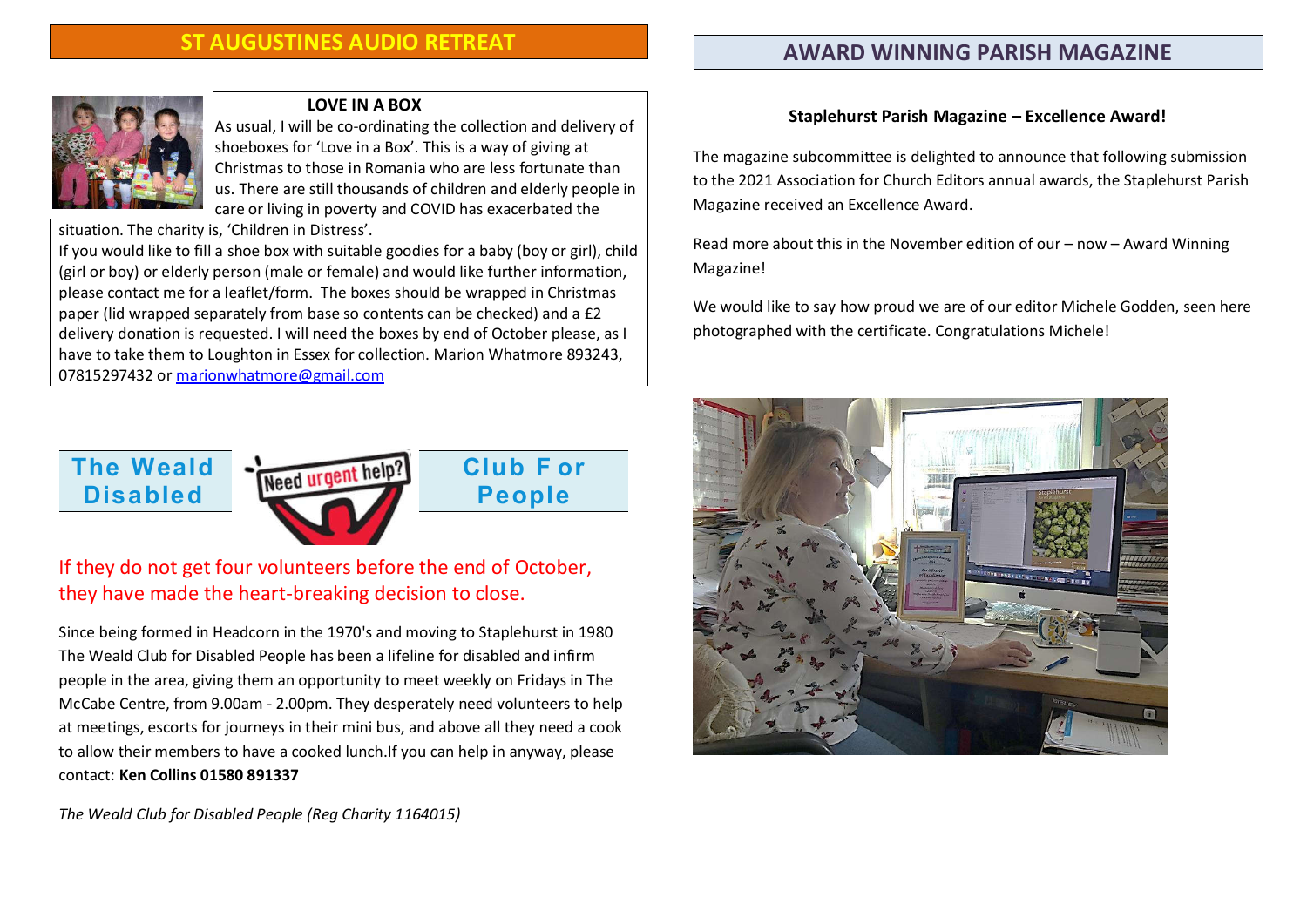## ST AUGUSTINES AUDIO RETREAT

### LOVE IN A BOX

As usual, I will be co-ordinating the collection and delivery of shoeboxes for 'Love in a Box'. This is a way of giving at Christmas to those in Romania who are less fortunate than us. There are still thousands of children and elderly people in care or living in poverty and COVID has exacerbated the situation. The charity is, 'Children in Distress'.

If you would like to fill a shoe box with suitable goodies for a baby (boy or girl), child (girl or boy) or elderly person (male or female) and would like further information, please contact me for a leaflet/form. The boxes should be wrapped in Christmas paper (lid wrapped separately from base so contents can be checked) and a £2 delivery donation is requested. I will need the boxes by end of October please, as I have to take them to Loughton in Essex for collection. Marion Whatmore 893243, 07815297432 or marionwhatmore@gmail.com

## The Weald Disabled Club For People

Need urgent help?

If they do not get four volunteers before the end of October, they have made the heart-breaking decision to close.

Since being formed in Headcorn in the 1970's and moving to Staplehurst in 1980 The Weald Club for Disabled People has been a lifeline for disabled and infirm people in the area, giving them an opportunity to meet weekly on Fridays in The McCabe Centre, from 9.00am - 2.00pm. They desperately need volunteers to help at meetings, escorts for journeys in their mini bus, and above all they need a cook to allow their members to have a cooked lunch.If you can help in anyway, please contact: **Ken Collins 01580 891337**

*The Weald Club for Disabled People (Reg Charity 1164015)*

## AWARD WINNING PARISH MAGAZINE

**Staplehurst Parish Magazine – Excellence Award!**

The magazine subcommittee is delighted to announce that following submission to the 2021 Association for Church Editors annual awards, the Staplehurst Parish Magazine received an Excellence Award.

Read more about this in the November edition of our – now – Award Winning Magazine!

We would like to say how proud we are of our editor Michele Godden, seen here photographed with the certificate. Congratulations Michele!